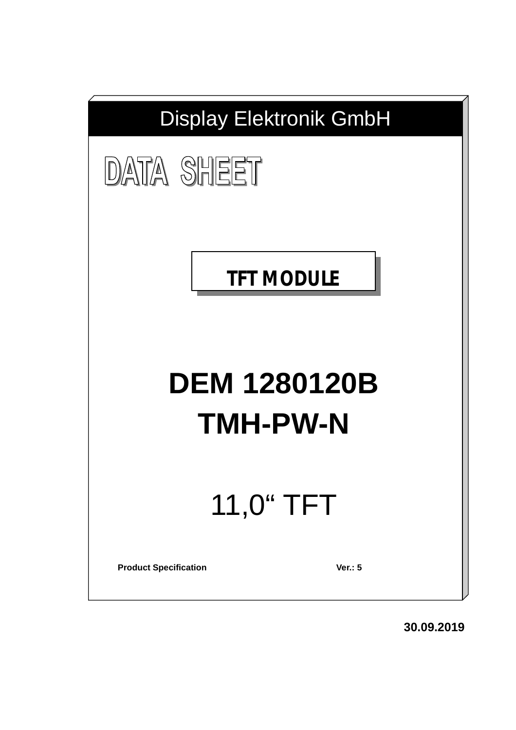# Display Elektronik GmbH

# DATA SHEET

**TFT MODULE**

# DEM 1280120B TMH-PW-N

11,0“ TFT

**Product Specification** **Ver.: 5**

**30.09.2019**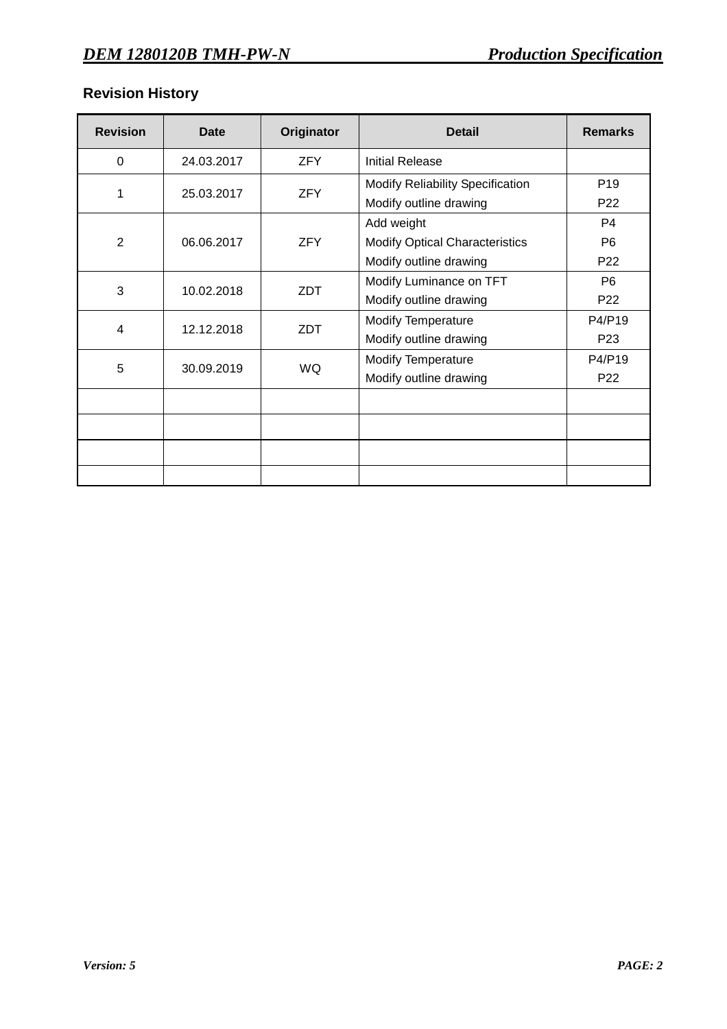## Revision History

| Revision | Date | Originator | Detail | Remarks |
|---|---|---|---|---|
| 0 | 24.03.2017 | ZFY | Initial Release | |
| 1 | 25.03.2017 | ZFY | Modify Reliability Specification<br>Modify outline drawing | P19<br>P22 |
| 2 | 06.06.2017 | ZFY | Add weight<br>Modify Optical Characteristics<br>Modify outline drawing | P4<br>P6<br>P22 |
| 3 | 10.02.2018 | ZDT | Modify Luminance on TFT<br>Modify outline drawing | P6<br>P22 |
| 4 | 12.12.2018 | ZDT | Modify Temperature<br>Modify outline drawing | P4/P19<br>P23 |
| 5 | 30.09.2019 | WQ | Modify Temperature<br>Modify outline drawing | P4/P19<br>P22 |
| | | | | |
| | | | | |
| | | | | |
| | | | | |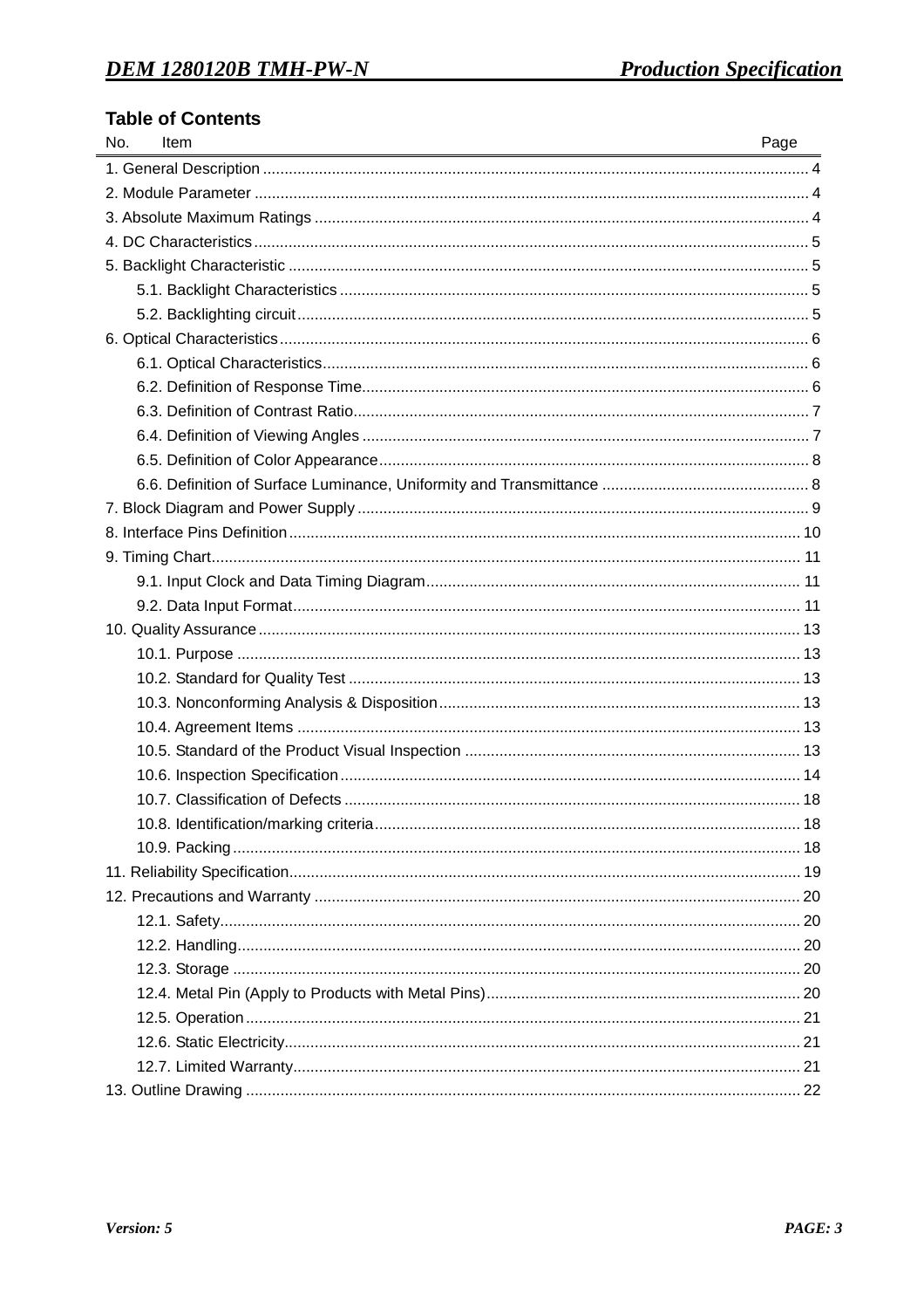## Table of Contents

| No. Item | Page |
|---|---|
| 1. General Description | 4 |
| 2. Module Parameter | 4 |
| 3. Absolute Maximum Ratings | 4 |
| 4. DC Characteristics | 5 |
| 5. Backlight Characteristic | 5 |
| 5.1. Backlight Characteristics | 5 |
| 5.2. Backlighting circuit | 5 |
| 6. Optical Characteristics | 6 |
| 6.1. Optical Characteristics | 6 |
| 6.2. Definition of Response Time | 6 |
| 6.3. Definition of Contrast Ratio | 7 |
| 6.4. Definition of Viewing Angles | 7 |
| 6.5. Definition of Color Appearance | 8 |
| 6.6. Definition of Surface Luminance, Uniformity and Transmittance | 8 |
| 7. Block Diagram and Power Supply | 9 |
| 8. Interface Pins Definition | 10 |
| 9. Timing Chart | 11 |
| 9.1. Input Clock and Data Timing Diagram | 11 |
| 9.2. Data Input Format | 11 |
| 10. Quality Assurance | 13 |
| 10.1. Purpose | 13 |
| 10.2. Standard for Quality Test | 13 |
| 10.3. Nonconforming Analysis & Disposition | 13 |
| 10.4. Agreement Items | 13 |
| 10.5. Standard of the Product Visual Inspection | 13 |
| 10.6. Inspection Specification | 14 |
| 10.7. Classification of Defects | 18 |
| 10.8. Identification/marking criteria | 18 |
| 10.9. Packing | 18 |
| 11. Reliability Specification | 19 |
| 12. Precautions and Warranty | 20 |
| 12.1. Safety | 20 |
| 12.2. Handling | 20 |
| 12.3. Storage | 20 |
| 12.4. Metal Pin (Apply to Products with Metal Pins) | 20 |
| 12.5. Operation | 21 |
| 12.6. Static Electricity | 21 |
| 12.7. Limited Warranty | 21 |
| 13. Outline Drawing | 22 |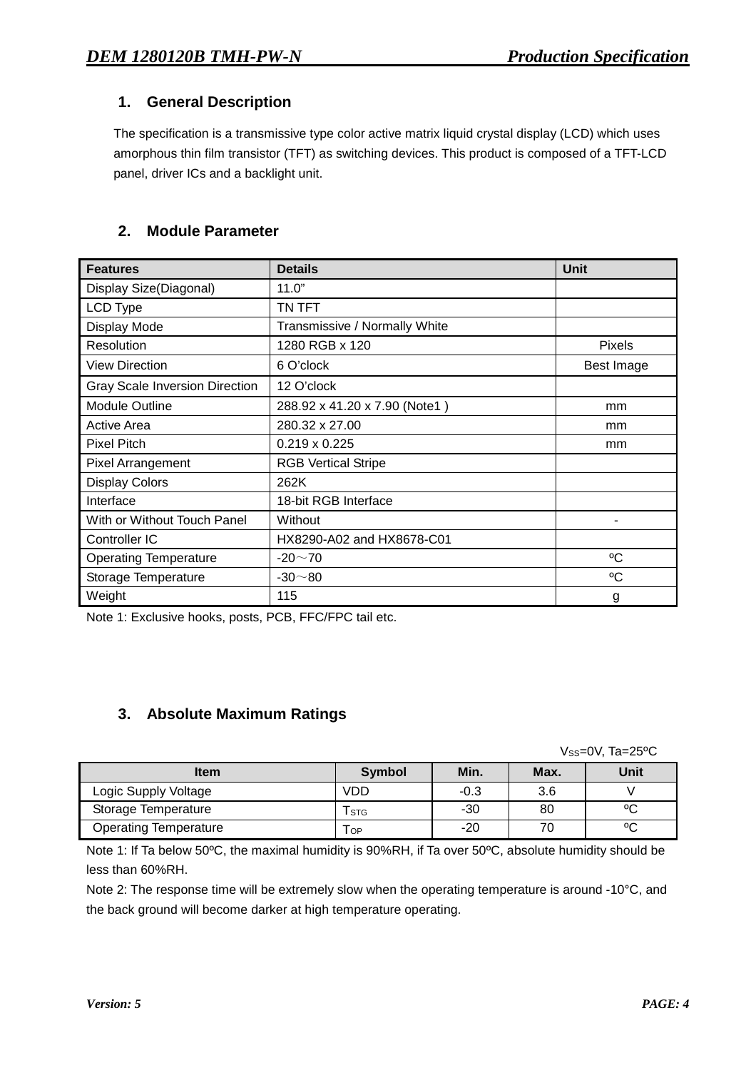## 1. General Description

The specification is a transmissive type color active matrix liquid crystal display (LCD) which uses amorphous thin film transistor (TFT) as switching devices. This product is composed of a TFT-LCD panel, driver ICs and a backlight unit.

## 2. Module Parameter

| Features | Details | Unit |
|---|---|---|
| Display Size(Diagonal) | 11.0” | |
| LCD Type | TN TFT | |
| Display Mode | Transmissive / Normally White | |
| Resolution | 1280 RGB x 120 | Pixels |
| View Direction | 6 O’clock | Best Image |
| Gray Scale Inversion Direction | 12 O’clock | |
| Module Outline | 288.92 x 41.20 x 7.90 (Note1 ) | mm |
| Active Area | 280.32 x 27.00 | mm |
| Pixel Pitch | 0.219 x 0.225 | mm |
| Pixel Arrangement | RGB Vertical Stripe | |
| Display Colors | 262K | |
| Interface | 18-bit RGB Interface | |
| With or Without Touch Panel | Without | - |
| Controller IC | HX8290-A02 and HX8678-C01 | |
| Operating Temperature | -20～70 | ºC |
| Storage Temperature | -30～80 | ºC |
| Weight | 115 | g |

Note 1: Exclusive hooks, posts, PCB, FFC/FPC tail etc.

## 3. Absolute Maximum Ratings

$V_{SS}$=0V, Ta=25ºC

| Item | Symbol | Min. | Max. | Unit |
|---|---|---|---|---|
| Logic Supply Voltage | VDD | -0.3 | 3.6 | V |
| Storage Temperature | $T_{STG}$ | -30 | 80 | ºC |
| Operating Temperature | $T_{OP}$ | -20 | 70 | ºC |

Note 1: If Ta below 50ºC, the maximal humidity is 90%RH, if Ta over 50ºC, absolute humidity should be less than 60%RH.

Note 2: The response time will be extremely slow when the operating temperature is around -10°C, and the back ground will become darker at high temperature operating.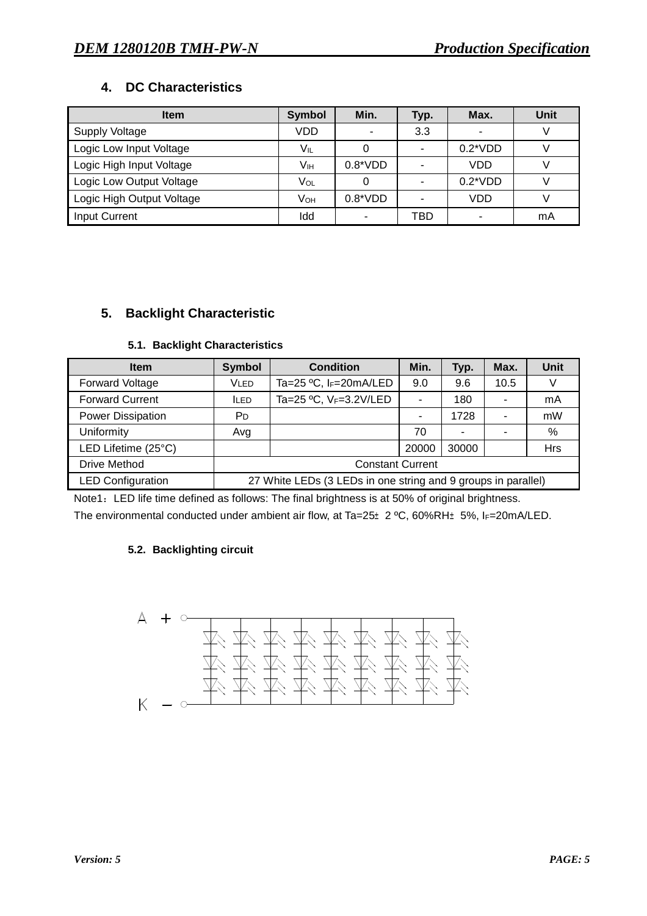## 4. DC Characteristics

| Item | Symbol | Min. | Typ. | Max. | Unit |
|---|---|---|---|---|---|
| Supply Voltage | VDD | - | 3.3 | - | V |
| Logic Low Input Voltage | $V_{IL}$ | 0 | - | 0.2*VDD | V |
| Logic High Input Voltage | $V_{IH}$ | 0.8*VDD | - | VDD | V |
| Logic Low Output Voltage | $V_{OL}$ | 0 | - | 0.2*VDD | V |
| Logic High Output Voltage | $V_{OH}$ | 0.8*VDD | - | VDD | V |
| Input Current | Idd | - | TBD | - | mA |

## 5. Backlight Characteristic

### 5.1. Backlight Characteristics

| Item | Symbol | Condition | Min. | Typ. | Max. | Unit |
|---|---|---|---|---|---|---|
| Forward Voltage | $V_{LED}$ | Ta=25 ºC, $I_F$=20mA/LED | 9.0 | 9.6 | 10.5 | V |
| Forward Current | $I_{LED}$ | Ta=25 ºC, $V_F$=3.2V/LED | - | 180 | - | mA |
| Power Dissipation | $P_D$ | | - | 1728 | - | mW |
| Uniformity | Avg | | 70 | - | - | % |
| LED Lifetime (25°C) | | | 20000 | 30000 | | Hrs |
| Drive Method | Constant Current | | | | | |
| LED Configuration | 27 White LEDs (3 LEDs in one string and 9 groups in parallel) | | | | | |

Note1：LED life time defined as follows: The final brightness is at 50% of original brightness.
The environmental conducted under ambient air flow, at Ta=25± 2 ºC, 60%RH± 5%, $I_F$=20mA/LED.

### 5.2. Backlighting circuit

A +

K −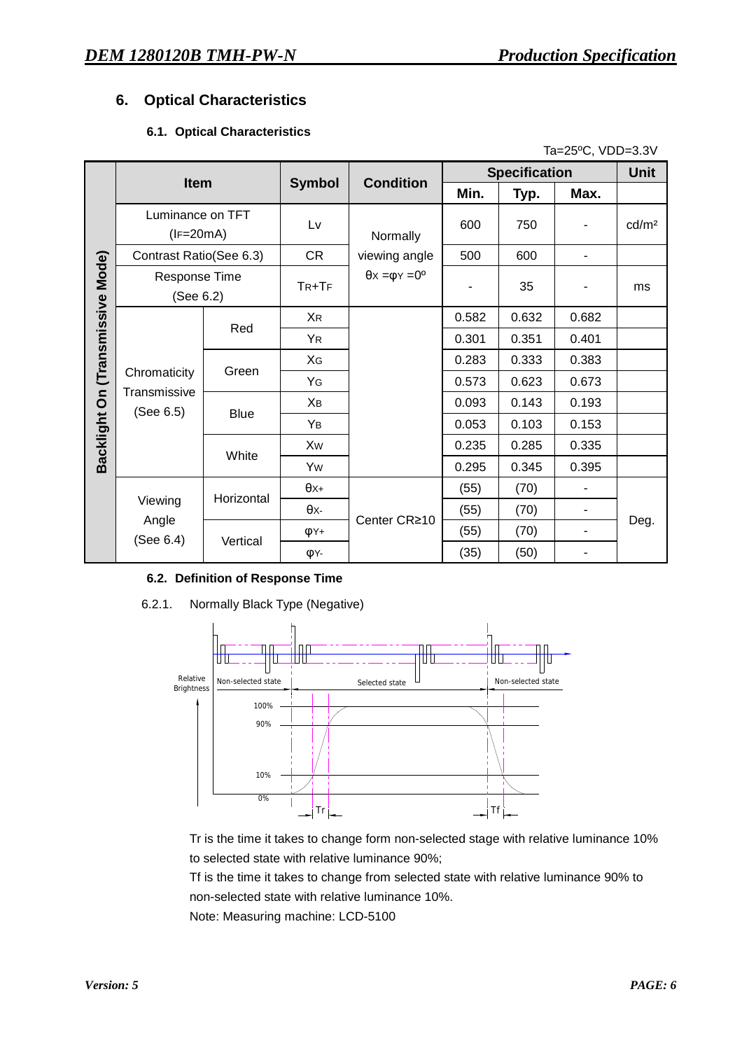## 6. Optical Characteristics

### 6.1. Optical Characteristics

Ta=25ºC, VDD=3.3V

| | Item | | Symbol | Condition | Specification | | | Unit |
|---|---|---|---|---|---|---|---|---|
| | | | | | Min. | Typ. | Max. | |
| Backlight On (Transmissive Mode) | Luminance on TFT ($I_F$=20mA) | | Lv | Normally viewing angle $\theta_X = \varphi_Y = 0º$ | 600 | 750 | - | cd/m² |
| | Contrast Ratio(See 6.3) | | CR | | 500 | 600 | - | |
| | Response Time (See 6.2) | | $T_R+T_F$ | | - | 35 | - | ms |
| | Chromaticity Transmissive (See 6.5) | Red | $X_R$ | | 0.582 | 0.632 | 0.682 | |
| | | | $Y_R$ | | 0.301 | 0.351 | 0.401 | |
| | | Green | $X_G$ | | 0.283 | 0.333 | 0.383 | |
| | | | $Y_G$ | | 0.573 | 0.623 | 0.673 | |
| | | Blue | $X_B$ | | 0.093 | 0.143 | 0.193 | |
| | | | $Y_B$ | | 0.053 | 0.103 | 0.153 | |
| | | White | $X_W$ | | 0.235 | 0.285 | 0.335 | |
| | | | $Y_W$ | | 0.295 | 0.345 | 0.395 | |
| | Viewing Angle (See 6.4) | Horizontal | $\theta_{X+}$ | Center CR≥10 | (55) | (70) | - | Deg. |
| | | | $\theta_{X-}$ | | (55) | (70) | - | |
| | | Vertical | $\varphi_{Y+}$ | | (55) | (70) | - | |
| | | | $\varphi_{Y-}$ | | (35) | (50) | - | |

### 6.2. Definition of Response Time

6.2.1. Normally Black Type (Negative)

Tr is the time it takes to change form non-selected stage with relative luminance 10% to selected state with relative luminance 90%;

Tf is the time it takes to change from selected state with relative luminance 90% to non-selected state with relative luminance 10%.

Note: Measuring machine: LCD-5100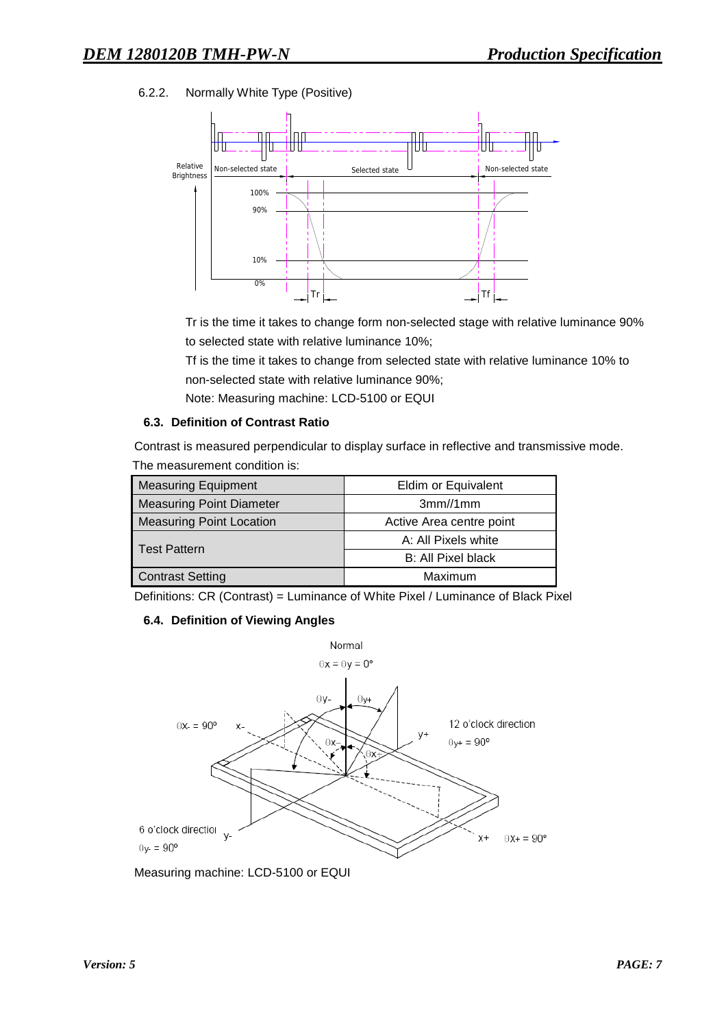6.2.2. Normally White Type (Positive)

Tr is the time it takes to change form non-selected stage with relative luminance 90% to selected state with relative luminance 10%;

Tf is the time it takes to change from selected state with relative luminance 10% to non-selected state with relative luminance 90%;

Note: Measuring machine: LCD-5100 or EQUI

### 6.3. Definition of Contrast Ratio

Contrast is measured perpendicular to display surface in reflective and transmissive mode.

The measurement condition is:

| Measuring Equipment | Eldim or Equivalent |
|---|---|
| Measuring Point Diameter | 3mm//1mm |
| Measuring Point Location | Active Area centre point |
| Test Pattern | A: All Pixels white |
| | B: All Pixel black |
| Contrast Setting | Maximum |

Definitions: CR (Contrast) = Luminance of White Pixel / Luminance of Black Pixel

### 6.4. Definition of Viewing Angles

Measuring machine: LCD-5100 or EQUI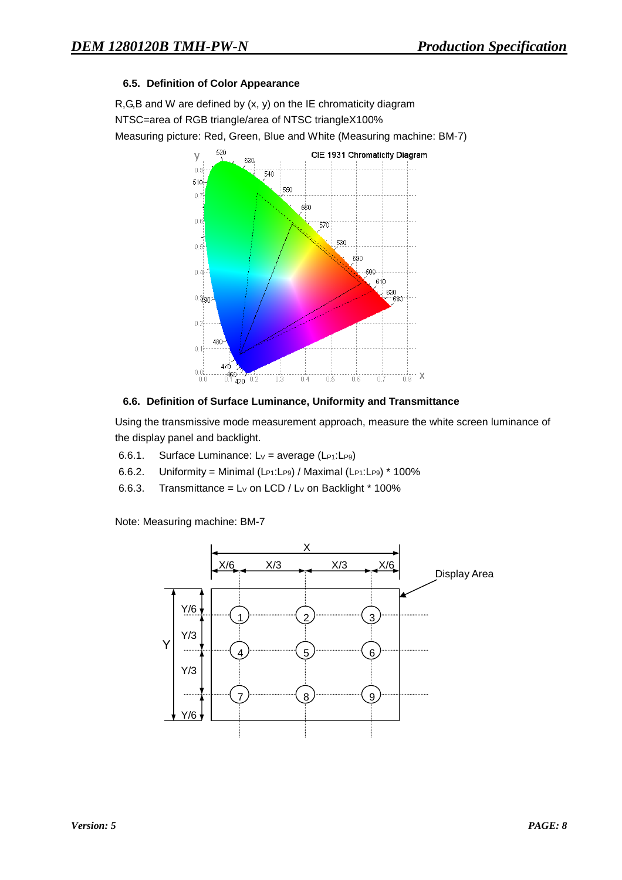### 6.5. Definition of Color Appearance

R,G,B and W are defined by (x, y) on the IE chromaticity diagram

NTSC=area of RGB triangle/area of NTSC triangleX100%

Measuring picture: Red, Green, Blue and White (Measuring machine: BM-7)

### 6.6. Definition of Surface Luminance, Uniformity and Transmittance

Using the transmissive mode measurement approach, measure the white screen luminance of the display panel and backlight.

6.6.1. Surface Luminance: $L_V$ = average ($L_{P1}$:$L_{P9}$)

6.6.2. Uniformity = Minimal ($L_{P1}$:$L_{P9}$) / Maximal ($L_{P1}$:$L_{P9}$) * 100%

6.6.3. Transmittance = $L_V$ on LCD / $L_V$ on Backlight * 100%

Note: Measuring machine: BM-7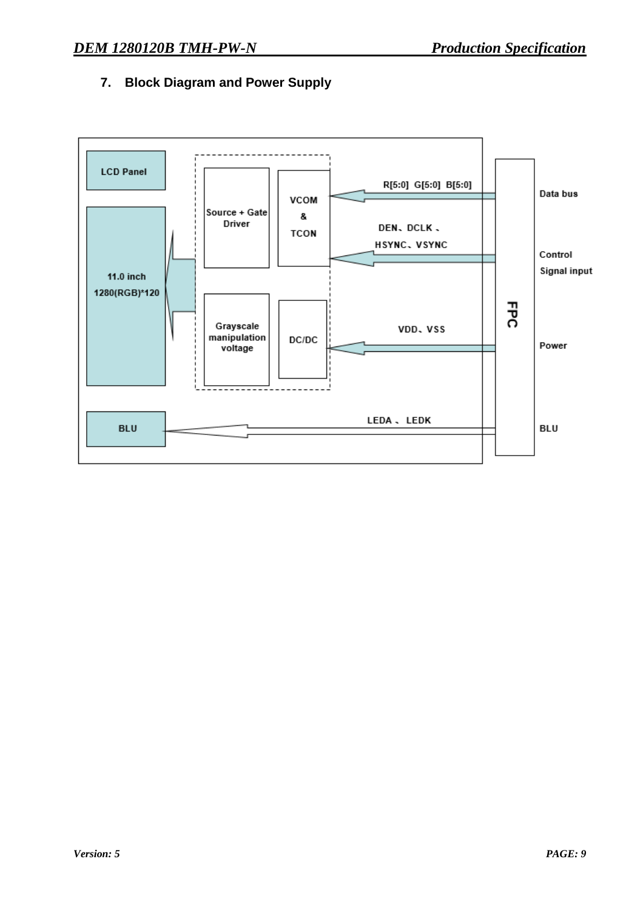## 7. Block Diagram and Power Supply

LCD Panel

11.0 inch
1280(RGB)*120

Source + Gate Driver

VCOM & TCON

Grayscale manipulation voltage

DC/DC

BLU

R[5:0] G[5:0] B[5:0]

DEN、DCLK、HSYNC、VSYNC

VDD、VSS

LEDA、LEDK

FPC

Data bus

Control Signal input

Power

BLU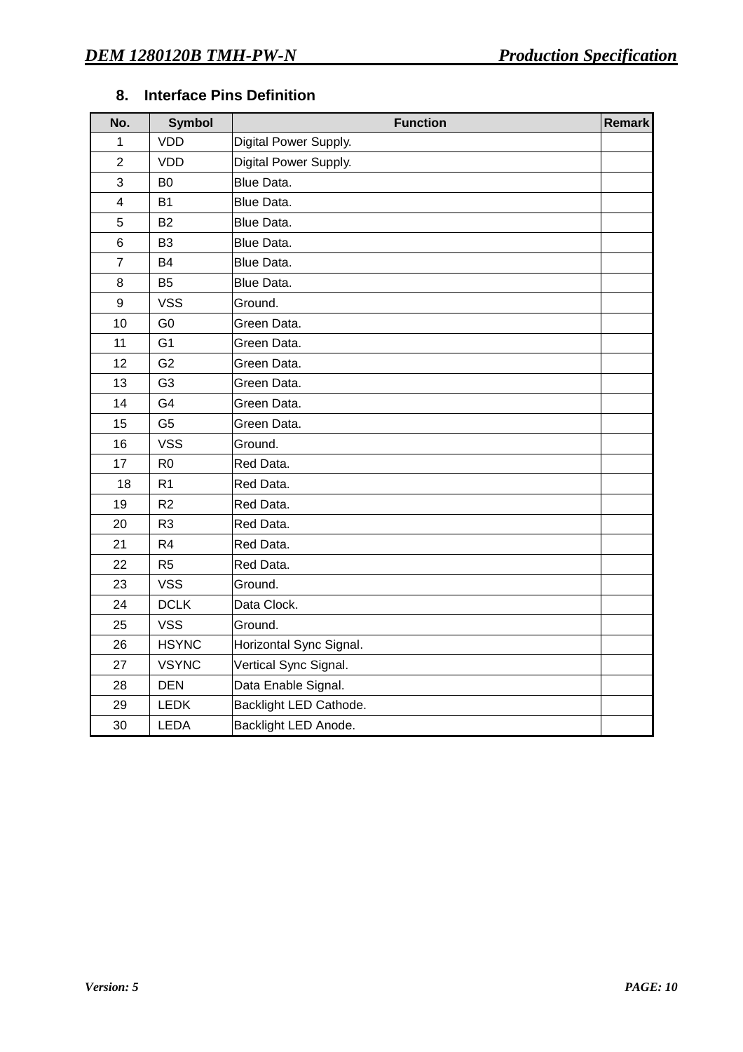## 8. Interface Pins Definition

| No. | Symbol | Function | Remark |
|---|---|---|---|
| 1 | VDD | Digital Power Supply. | |
| 2 | VDD | Digital Power Supply. | |
| 3 | B0 | Blue Data. | |
| 4 | B1 | Blue Data. | |
| 5 | B2 | Blue Data. | |
| 6 | B3 | Blue Data. | |
| 7 | B4 | Blue Data. | |
| 8 | B5 | Blue Data. | |
| 9 | VSS | Ground. | |
| 10 | G0 | Green Data. | |
| 11 | G1 | Green Data. | |
| 12 | G2 | Green Data. | |
| 13 | G3 | Green Data. | |
| 14 | G4 | Green Data. | |
| 15 | G5 | Green Data. | |
| 16 | VSS | Ground. | |
| 17 | R0 | Red Data. | |
| 18 | R1 | Red Data. | |
| 19 | R2 | Red Data. | |
| 20 | R3 | Red Data. | |
| 21 | R4 | Red Data. | |
| 22 | R5 | Red Data. | |
| 23 | VSS | Ground. | |
| 24 | DCLK | Data Clock. | |
| 25 | VSS | Ground. | |
| 26 | HSYNC | Horizontal Sync Signal. | |
| 27 | VSYNC | Vertical Sync Signal. | |
| 28 | DEN | Data Enable Signal. | |
| 29 | LEDK | Backlight LED Cathode. | |
| 30 | LEDA | Backlight LED Anode. | |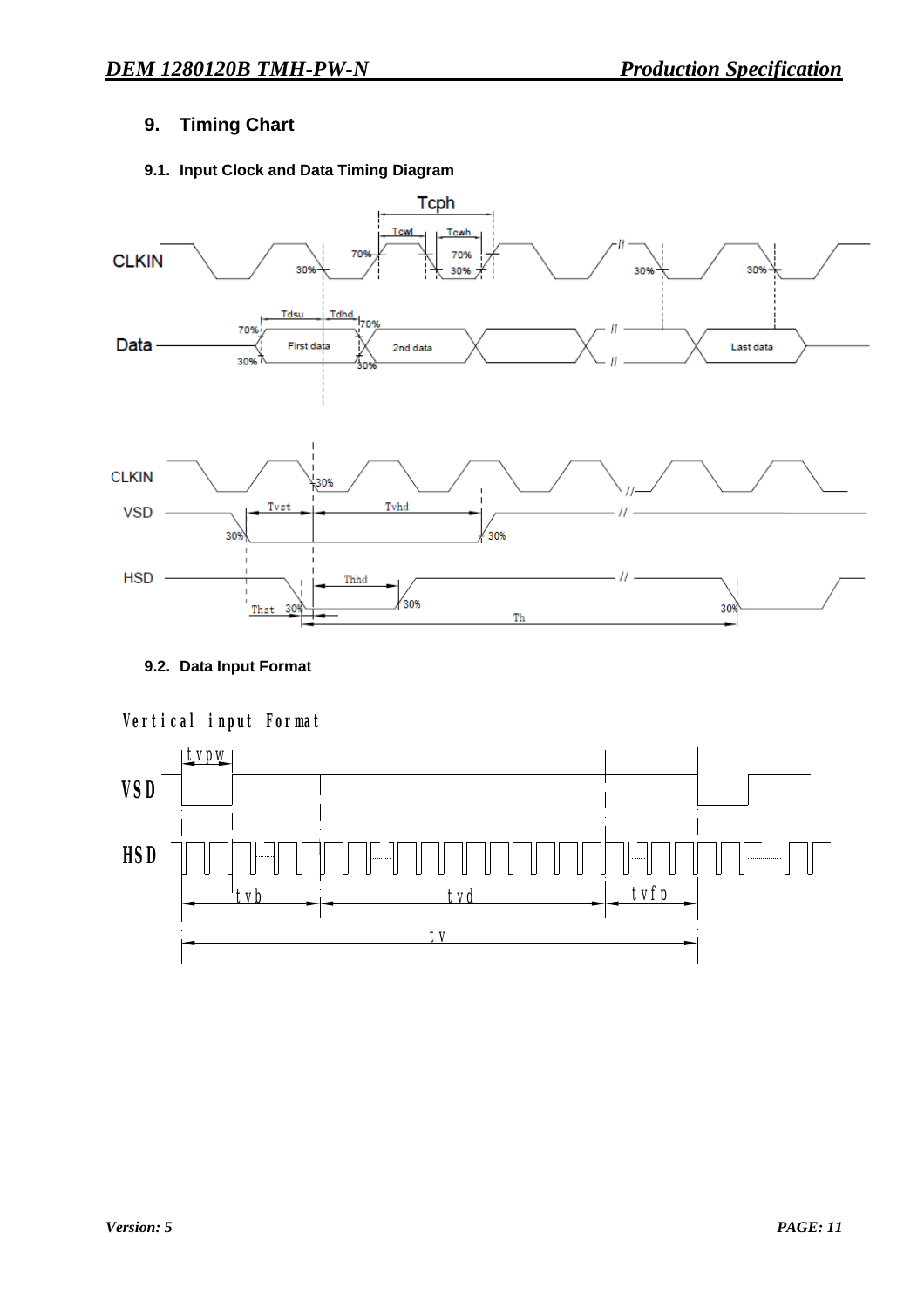## 9. Timing Chart

### 9.1. Input Clock and Data Timing Diagram

### 9.2. Data Input Format

Vertical input Format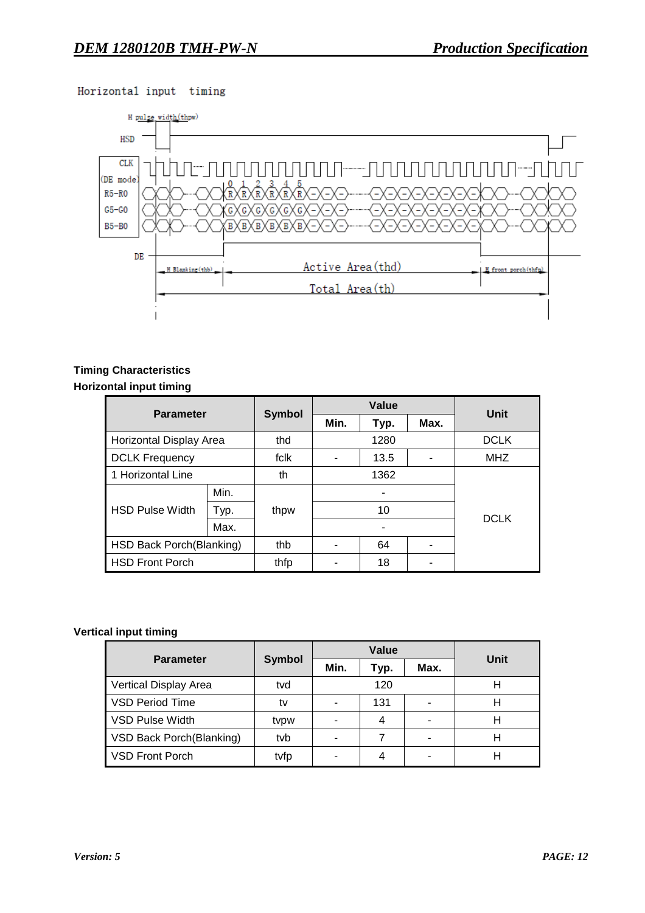Horizontal input timing

## Timing Characteristics

### Horizontal input timing

| Parameter | | Symbol | Value | | | Unit |
|---|---|---|---|---|---|---|
| | | | Min. | Typ. | Max. | |
| Horizontal Display Area | | thd | 1280 | | | DCLK |
| DCLK Frequency | | fclk | - | 13.5 | - | MHZ |
| 1 Horizontal Line | | th | 1362 | | | DCLK |
| HSD Pulse Width | Min. | thpw | - | | | DCLK |
| | Typ. | | 10 | | | |
| | Max. | | - | | | |
| HSD Back Porch(Blanking) | | thb | - | 64 | - | |
| HSD Front Porch | | thfp | - | 18 | - | |

### Vertical input timing

| Parameter | Symbol | Value | | | Unit |
|---|---|---|---|---|---|
| | | Min. | Typ. | Max. | |
| Vertical Display Area | tvd | 120 | | | H |
| VSD Period Time | tv | - | 131 | - | H |
| VSD Pulse Width | tvpw | - | 4 | - | H |
| VSD Back Porch(Blanking) | tvb | - | 7 | - | H |
| VSD Front Porch | tvfp | - | 4 | - | H |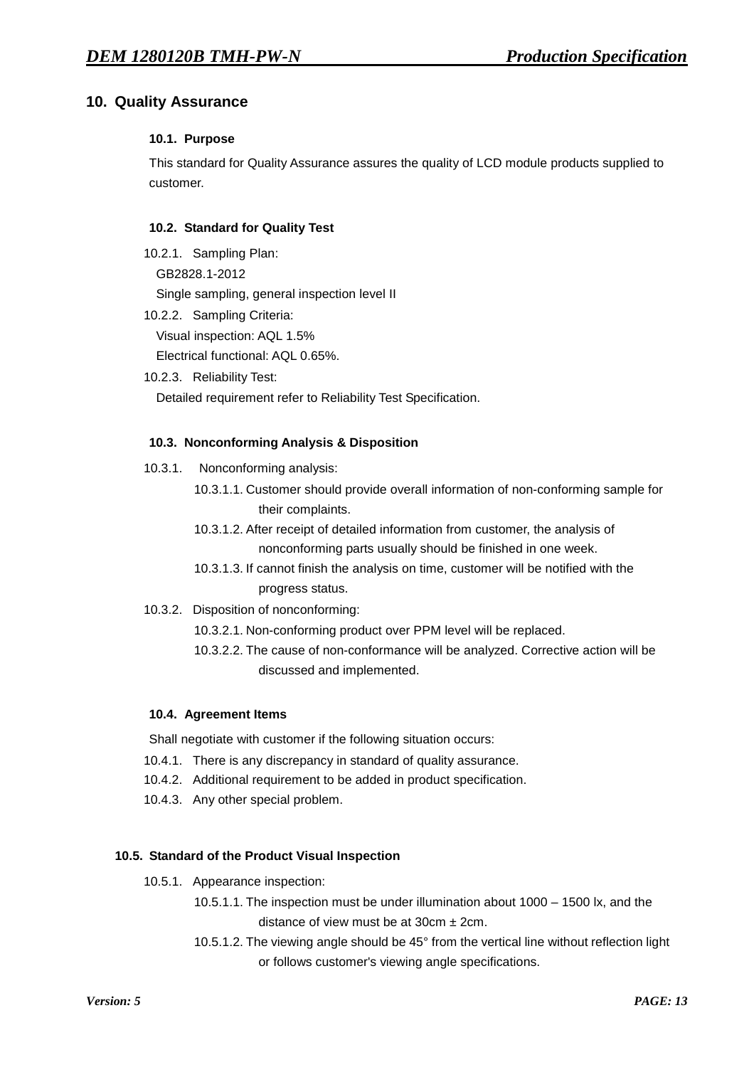## 10. Quality Assurance

### 10.1. Purpose

This standard for Quality Assurance assures the quality of LCD module products supplied to customer.

### 10.2. Standard for Quality Test

10.2.1. Sampling Plan:
GB2828.1-2012
Single sampling, general inspection level II

10.2.2. Sampling Criteria:
Visual inspection: AQL 1.5%
Electrical functional: AQL 0.65%.

10.2.3. Reliability Test:
Detailed requirement refer to Reliability Test Specification.

### 10.3. Nonconforming Analysis & Disposition

10.3.1. Nonconforming analysis:

- 10.3.1.1. Customer should provide overall information of non-conforming sample for their complaints.
- 10.3.1.2. After receipt of detailed information from customer, the analysis of nonconforming parts usually should be finished in one week.
- 10.3.1.3. If cannot finish the analysis on time, customer will be notified with the progress status.

10.3.2. Disposition of nonconforming:

- 10.3.2.1. Non-conforming product over PPM level will be replaced.
- 10.3.2.2. The cause of non-conformance will be analyzed. Corrective action will be discussed and implemented.

### 10.4. Agreement Items

Shall negotiate with customer if the following situation occurs:

10.4.1. There is any discrepancy in standard of quality assurance.
10.4.2. Additional requirement to be added in product specification.
10.4.3. Any other special problem.

### 10.5. Standard of the Product Visual Inspection

10.5.1. Appearance inspection:

- 10.5.1.1. The inspection must be under illumination about 1000 – 1500 lx, and the distance of view must be at 30cm ± 2cm.
- 10.5.1.2. The viewing angle should be 45° from the vertical line without reflection light or follows customer's viewing angle specifications.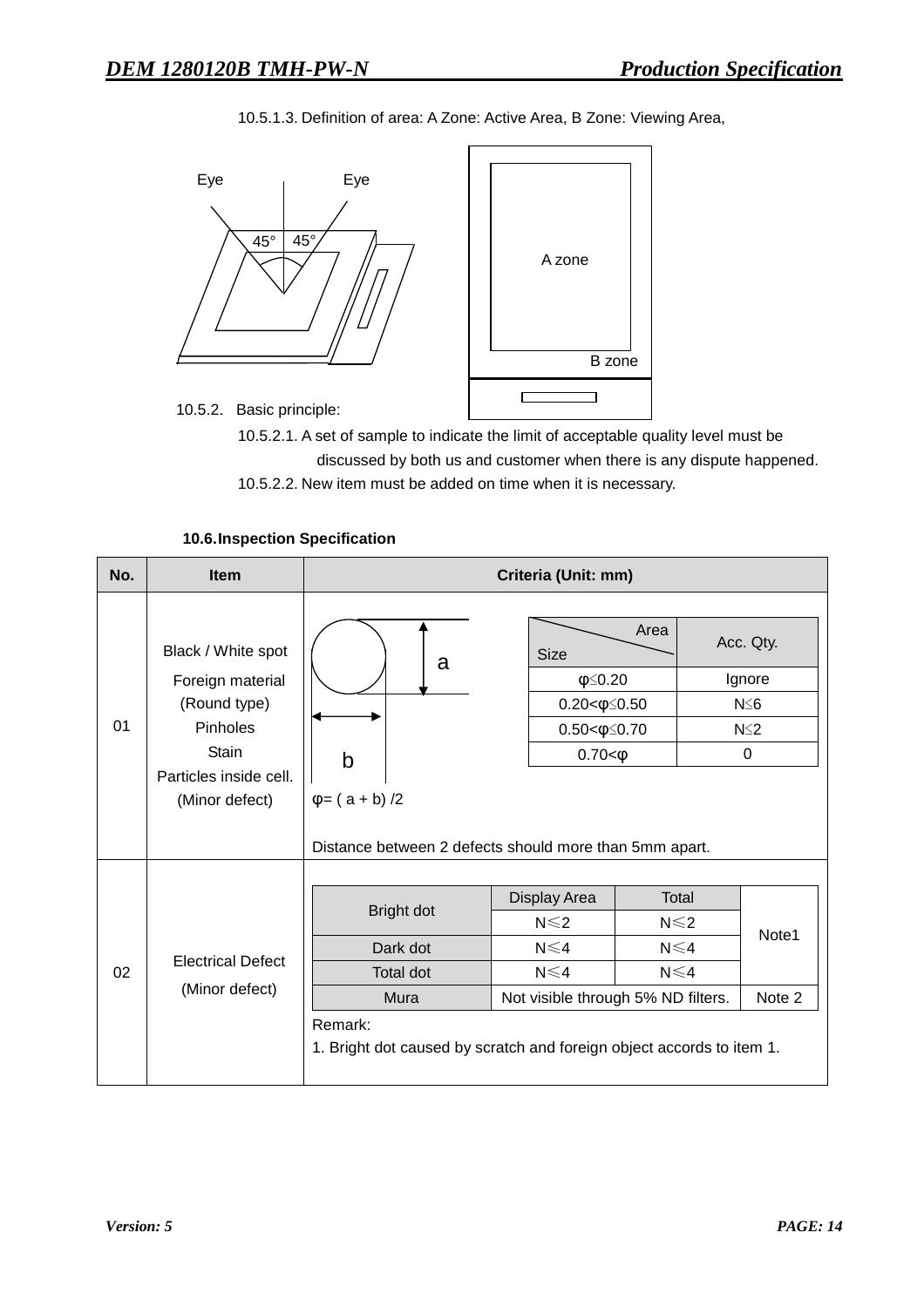10.5.1.3. Definition of area: A Zone: Active Area, B Zone: Viewing Area,

10.5.2. Basic principle:

10.5.2.1. A set of sample to indicate the limit of acceptable quality level must be discussed by both us and customer when there is any dispute happened.

10.5.2.2. New item must be added on time when it is necessary.

**10.6. Inspection Specification**

| No. | Item | Criteria (Unit: mm) |
|---|---|---|
| 01 | Black / White spot<br>Foreign material (Round type)<br>Pinholes<br>Stain<br>Particles inside cell.<br>(Minor defect) | φ= ( a + b) /2<br><br>Distance between 2 defects should more than 5mm apart. |
| 02 | Electrical Defect<br>(Minor defect) | Remark:<br>1. Bright dot caused by scratch and foreign object accords to item 1. |

Item 01 acceptance criteria:

| Size \ Area | Acc. Qty. |
|---|---|
| φ≤0.20 | Ignore |
| 0.20<φ≤0.50 | N≤6 |
| 0.50<φ≤0.70 | N≤2 |
| 0.70<φ | 0 |

Item 02 acceptance criteria:

| | Display Area | Total | |
|---|---|---|---|
| Bright dot | N≤2 | N≤2 | Note1 |
| Dark dot | N≤4 | N≤4 | |
| Total dot | N≤4 | N≤4 | |
| Mura | Not visible through 5% ND filters. | | Note 2 |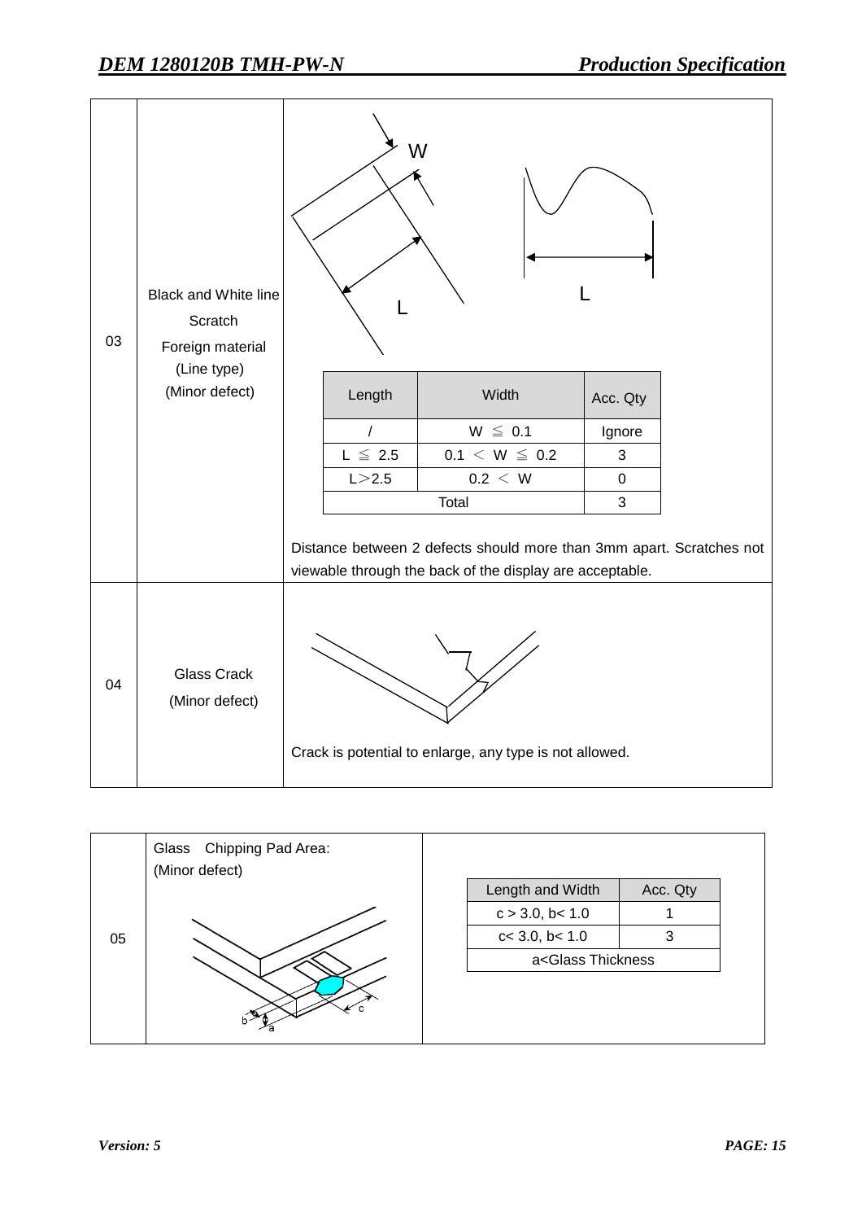| No. | Item | Criteria |
|---|---|---|
| 03 | Black and White line<br>Scratch<br>Foreign material<br>(Line type)<br>(Minor defect) | W, L, L<br><br>Distance between 2 defects should more than 3mm apart. Scratches not viewable through the back of the display are acceptable. |
| 04 | Glass Crack<br>(Minor defect) | Crack is potential to enlarge, any type is not allowed. |

| Length | Width | Acc. Qty |
|---|---|---|
| / | W ≦ 0.1 | Ignore |
| L ≦ 2.5 | 0.1 ＜ W ≦ 0.2 | 3 |
| L＞2.5 | 0.2 ＜ W | 0 |
| Total | | 3 |

| No. | Item | Criteria |
|---|---|---|
| 05 | Glass Chipping Pad Area:<br>(Minor defect)<br>b, a, c | See table below |

| Length and Width | Acc. Qty |
|---|---|
| c > 3.0, b< 1.0 | 1 |
| c< 3.0, b< 1.0 | 3 |
| a<Glass Thickness | |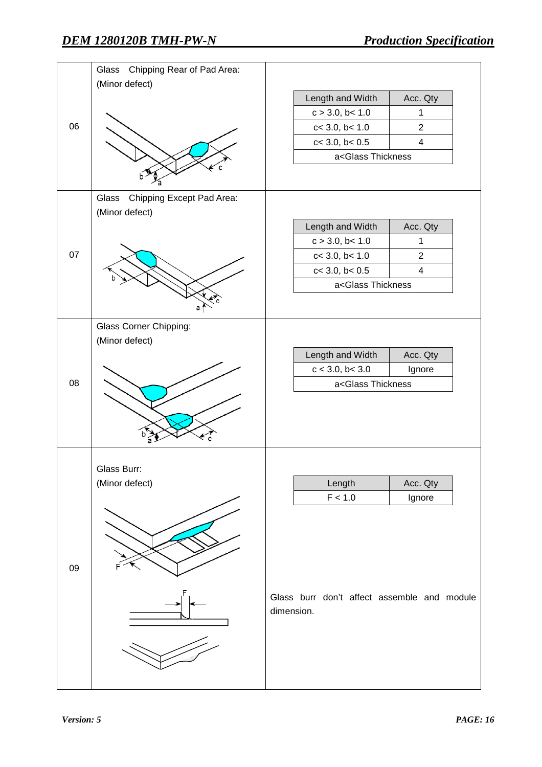| No. | Item | Criterion |
|---|---|---|
| 06 | Glass Chipping Rear of Pad Area: (Minor defect) | see table below |
| 07 | Glass Chipping Except Pad Area: (Minor defect) | see table below |
| 08 | Glass Corner Chipping: (Minor defect) | see table below |
| 09 | Glass Burr: (Minor defect) | see table below |

**06 Glass Chipping Rear of Pad Area: (Minor defect)**

| Length and Width | Acc. Qty |
|---|---|
| c > 3.0, b< 1.0 | 1 |
| c< 3.0, b< 1.0 | 2 |
| c< 3.0, b< 0.5 | 4 |
| a<Glass Thickness | |

**07 Glass Chipping Except Pad Area: (Minor defect)**

| Length and Width | Acc. Qty |
|---|---|
| c > 3.0, b< 1.0 | 1 |
| c< 3.0, b< 1.0 | 2 |
| c< 3.0, b< 0.5 | 4 |
| a<Glass Thickness | |

**08 Glass Corner Chipping: (Minor defect)**

| Length and Width | Acc. Qty |
|---|---|
| c < 3.0, b< 3.0 | Ignore |
| a<Glass Thickness | |

**09 Glass Burr: (Minor defect)**

| Length | Acc. Qty |
|---|---|
| F < 1.0 | Ignore |

Glass burr don't affect assemble and module dimension.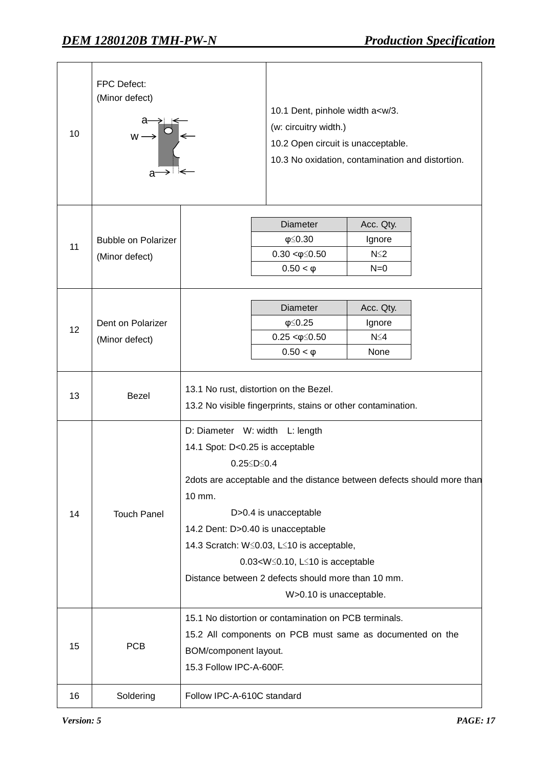| No. | Item | Criteria |
|---|---|---|
| 10 | FPC Defect:<br>(Minor defect)<br>a→ ←<br>w → ←<br>a→ ← | 10.1 Dent, pinhole width a<w/3.<br>(w: circuitry width.)<br>10.2 Open circuit is unacceptable.<br>10.3 No oxidation, contamination and distortion. |
| 11 | Bubble on Polarizer<br>(Minor defect) | Diameter / Acc. Qty.:<br>φ≤0.30 — Ignore<br>0.30 <φ≤0.50 — N≤2<br>0.50 < φ — N=0 |
| 12 | Dent on Polarizer<br>(Minor defect) | Diameter / Acc. Qty.:<br>φ≤0.25 — Ignore<br>0.25 <φ≤0.50 — N≤4<br>0.50 < φ — None |
| 13 | Bezel | 13.1 No rust, distortion on the Bezel.<br>13.2 No visible fingerprints, stains or other contamination. |
| 14 | Touch Panel | D: Diameter W: width L: length<br>14.1 Spot: D<0.25 is acceptable<br>0.25≤D≤0.4<br>2dots are acceptable and the distance between defects should more than 10 mm.<br>D>0.4 is unacceptable<br>14.2 Dent: D>0.40 is unacceptable<br>14.3 Scratch: W≤0.03, L≤10 is acceptable,<br>0.03<W≤0.10, L≤10 is acceptable<br>Distance between 2 defects should more than 10 mm.<br>W>0.10 is unacceptable. |
| 15 | PCB | 15.1 No distortion or contamination on PCB terminals.<br>15.2 All components on PCB must same as documented on the BOM/component layout.<br>15.3 Follow IPC-A-600F. |
| 16 | Soldering | Follow IPC-A-610C standard |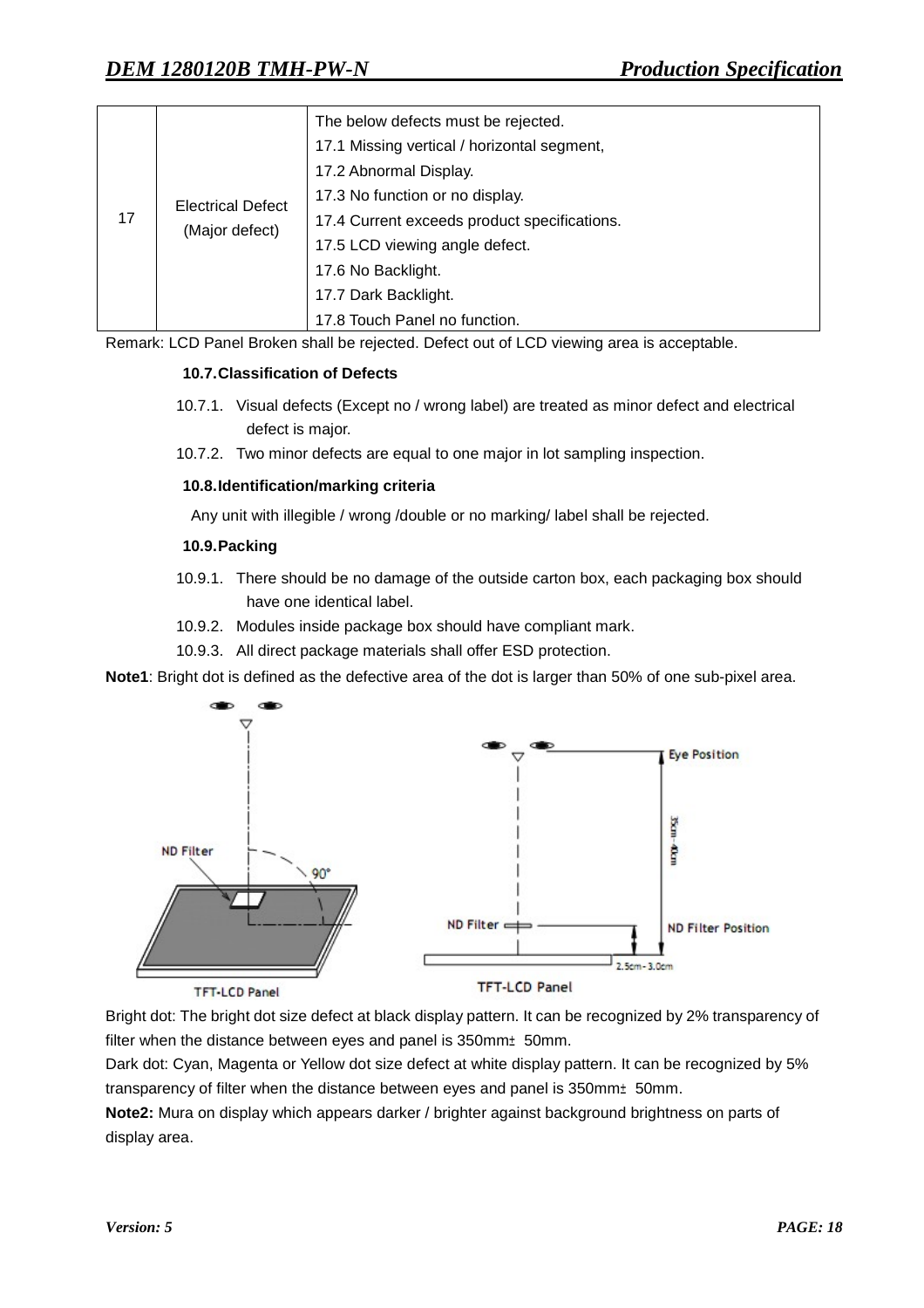| 17 | Electrical Defect (Major defect) | The below defects must be rejected.<br>17.1 Missing vertical / horizontal segment,<br>17.2 Abnormal Display.<br>17.3 No function or no display.<br>17.4 Current exceeds product specifications.<br>17.5 LCD viewing angle defect.<br>17.6 No Backlight.<br>17.7 Dark Backlight.<br>17.8 Touch Panel no function. |
|---|---|---|

Remark: LCD Panel Broken shall be rejected. Defect out of LCD viewing area is acceptable.

### 10.7.Classification of Defects

10.7.1. Visual defects (Except no / wrong label) are treated as minor defect and electrical defect is major.

10.7.2. Two minor defects are equal to one major in lot sampling inspection.

### 10.8.Identification/marking criteria

Any unit with illegible / wrong /double or no marking/ label shall be rejected.

### 10.9.Packing

10.9.1. There should be no damage of the outside carton box, each packaging box should have one identical label.

10.9.2. Modules inside package box should have compliant mark.

10.9.3. All direct package materials shall offer ESD protection.

**Note1**: Bright dot is defined as the defective area of the dot is larger than 50% of one sub-pixel area.

ND Filter, 90°, TFT-LCD Panel

Eye Position, 35cm~40cm, ND Filter, ND Filter Position, 2.5cm~3.0cm, TFT-LCD Panel

Bright dot: The bright dot size defect at black display pattern. It can be recognized by 2% transparency of filter when the distance between eyes and panel is 350mm± 50mm.

Dark dot: Cyan, Magenta or Yellow dot size defect at white display pattern. It can be recognized by 5% transparency of filter when the distance between eyes and panel is 350mm± 50mm.

**Note2:** Mura on display which appears darker / brighter against background brightness on parts of display area.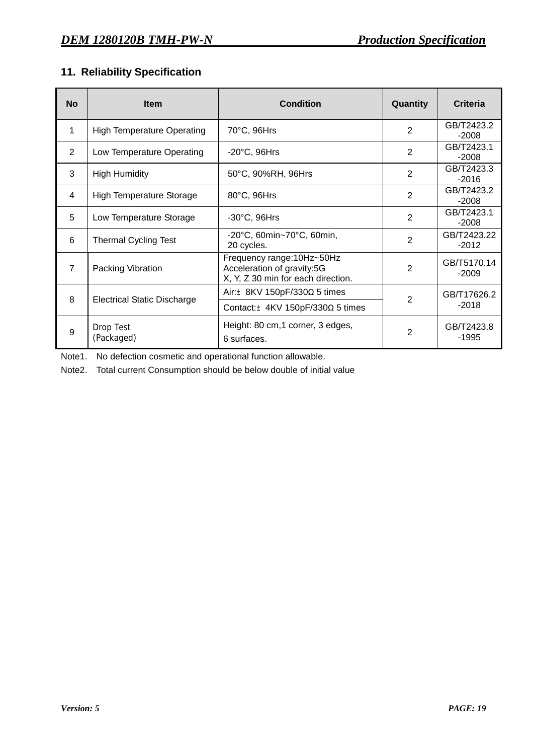## 11. Reliability Specification

| No | Item | Condition | Quantity | Criteria |
|---|---|---|---|---|
| 1 | High Temperature Operating | 70°C, 96Hrs | 2 | GB/T2423.2 -2008 |
| 2 | Low Temperature Operating | -20°C, 96Hrs | 2 | GB/T2423.1 -2008 |
| 3 | High Humidity | 50°C, 90%RH, 96Hrs | 2 | GB/T2423.3 -2016 |
| 4 | High Temperature Storage | 80°C, 96Hrs | 2 | GB/T2423.2 -2008 |
| 5 | Low Temperature Storage | -30°C, 96Hrs | 2 | GB/T2423.1 -2008 |
| 6 | Thermal Cycling Test | -20°C, 60min~70°C, 60min, 20 cycles. | 2 | GB/T2423.22 -2012 |
| 7 | Packing Vibration | Frequency range:10Hz~50Hz<br>Acceleration of gravity:5G<br>X, Y, Z 30 min for each direction. | 2 | GB/T5170.14 -2009 |
| 8 | Electrical Static Discharge | Air:± 8KV 150pF/330Ω 5 times<br>Contact:± 4KV 150pF/330Ω 5 times | 2 | GB/T17626.2 -2018 |
| 9 | Drop Test (Packaged) | Height: 80 cm,1 corner, 3 edges, 6 surfaces. | 2 | GB/T2423.8 -1995 |

Note1. No defection cosmetic and operational function allowable.

Note2. Total current Consumption should be below double of initial value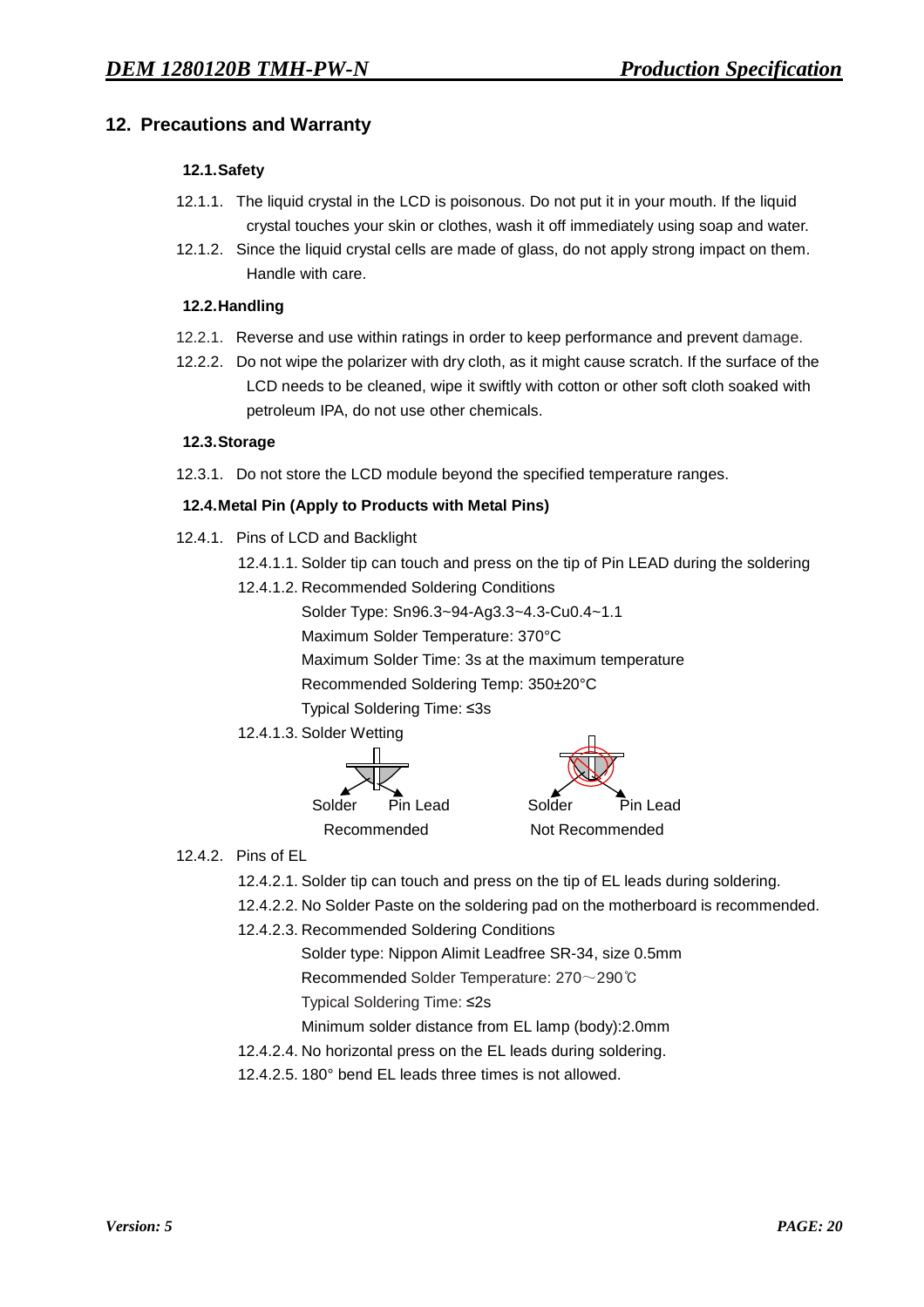## 12. Precautions and Warranty

### 12.1. Safety

12.1.1. The liquid crystal in the LCD is poisonous. Do not put it in your mouth. If the liquid crystal touches your skin or clothes, wash it off immediately using soap and water.

12.1.2. Since the liquid crystal cells are made of glass, do not apply strong impact on them. Handle with care.

### 12.2. Handling

12.2.1. Reverse and use within ratings in order to keep performance and prevent damage.

12.2.2. Do not wipe the polarizer with dry cloth, as it might cause scratch. If the surface of the LCD needs to be cleaned, wipe it swiftly with cotton or other soft cloth soaked with petroleum IPA, do not use other chemicals.

### 12.3. Storage

12.3.1. Do not store the LCD module beyond the specified temperature ranges.

### 12.4. Metal Pin (Apply to Products with Metal Pins)

12.4.1. Pins of LCD and Backlight

12.4.1.1. Solder tip can touch and press on the tip of Pin LEAD during the soldering

12.4.1.2. Recommended Soldering Conditions

Solder Type: Sn96.3~94-Ag3.3~4.3-Cu0.4~1.1

Maximum Solder Temperature: 370°C

Maximum Solder Time: 3s at the maximum temperature

Recommended Soldering Temp: 350±20°C

Typical Soldering Time: ≤3s

12.4.1.3. Solder Wetting

Solder　Pin Lead　　　Solder　Pin Lead

Recommended　　　Not Recommended

12.4.2. Pins of EL

12.4.2.1. Solder tip can touch and press on the tip of EL leads during soldering.

12.4.2.2. No Solder Paste on the soldering pad on the motherboard is recommended.

12.4.2.3. Recommended Soldering Conditions

Solder type: Nippon Alimit Leadfree SR-34, size 0.5mm

Recommended Solder Temperature: 270～290℃

Typical Soldering Time: ≤2s

Minimum solder distance from EL lamp (body):2.0mm

12.4.2.4. No horizontal press on the EL leads during soldering.

12.4.2.5. 180° bend EL leads three times is not allowed.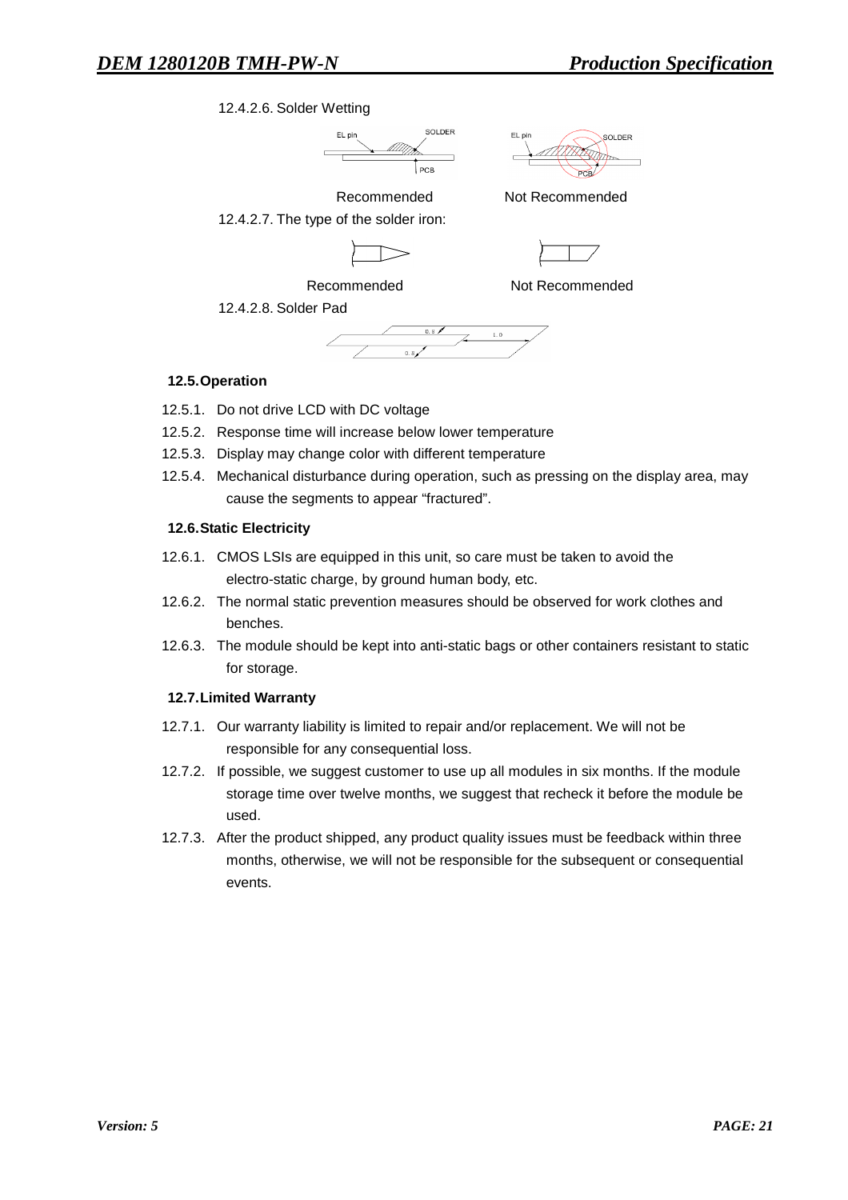12.4.2.6. Solder Wetting

Recommended Not Recommended

12.4.2.7. The type of the solder iron:

Recommended Not Recommended

12.4.2.8. Solder Pad

## 12.5. Operation

12.5.1. Do not drive LCD with DC voltage

12.5.2. Response time will increase below lower temperature

12.5.3. Display may change color with different temperature

12.5.4. Mechanical disturbance during operation, such as pressing on the display area, may cause the segments to appear "fractured".

## 12.6. Static Electricity

12.6.1. CMOS LSIs are equipped in this unit, so care must be taken to avoid the electro-static charge, by ground human body, etc.

12.6.2. The normal static prevention measures should be observed for work clothes and benches.

12.6.3. The module should be kept into anti-static bags or other containers resistant to static for storage.

## 12.7. Limited Warranty

12.7.1. Our warranty liability is limited to repair and/or replacement. We will not be responsible for any consequential loss.

12.7.2. If possible, we suggest customer to use up all modules in six months. If the module storage time over twelve months, we suggest that recheck it before the module be used.

12.7.3. After the product shipped, any product quality issues must be feedback within three months, otherwise, we will not be responsible for the subsequent or consequential events.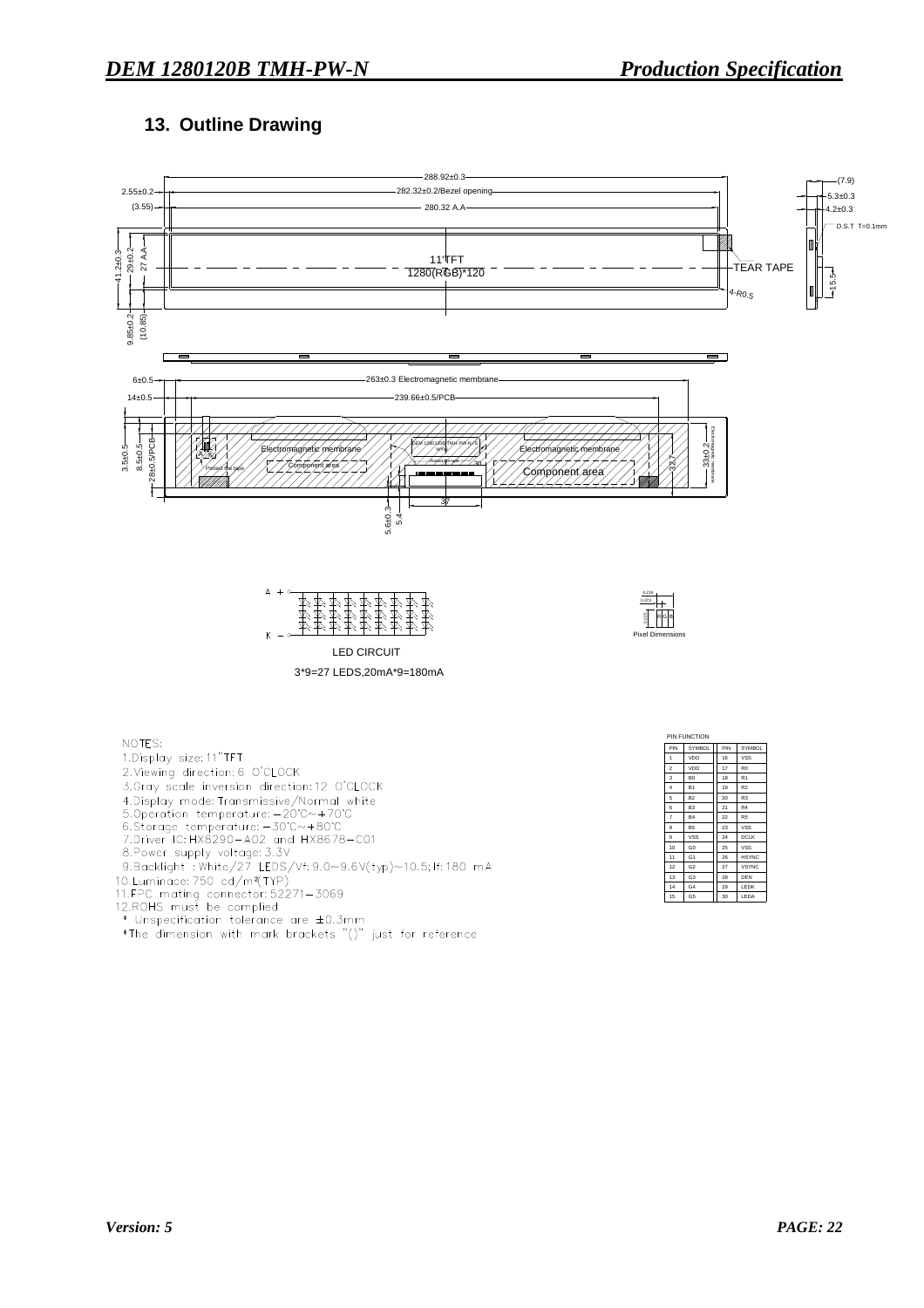## 13. Outline Drawing

288.92±0.3

2.55±0.2

282.32±0.2/Bezel opening

(3.55)

280.32 A.A

41.2±0.3

29±0.2

27 A.A

11"TFT

1280(RGB)*120

TEAR TAPE

4-R0.5

9.85±0.2

(10.85)

(7.9)

5.3±0.3

4.2±0.3

D.S.T T=0.1mm

15.5

6±0.5

263±0.3 Electromagnetic membrane

14±0.5

239.66±0.5/PCB

3.5±0.5

8.5±0.5

28±0.5/PCB

Electromagnetic membrane

Component area

Protect the tape

Electromagnetic membrane

Component area

32.7

33±0.2

37

5.6±0.3

5.4

A +

K −

LED CIRCUIT

3*9=27 LEDS,20mA*9=180mA

Pixel Dimensions

NOTES:

1. Display size: 11"TFT
2. Viewing direction: 6 O'CLOCK
3. Gray scale inversion direction: 12 O'CLOCK
4. Display mode: Transmissive/Normal white
5. Operation temperature: −20℃~+70℃
6. Storage temperature: −30℃~+80℃
7. Driver IC: HX8290−A02 and HX8678−C01
8. Power supply voltage: 3.3V
9. Backlight : White/27 LEDS/Vf: 9.0~9.6V(typ)~10.5; If: 180 mA
10. Luminace: 750 cd/m²(TYP)
11. FPC mating connector: 52271−3069
12. ROHS must be complied

\* Unspecification tolerance are ±0.3mm

\*The dimension with mark brackets "()" just for reference

PIN FUNCTION

| PIN | SYMBOL | PIN | SYMBOL |
|---|---|---|---|
| 1 | VDD | 16 | VSS |
| 2 | VDD | 17 | R0 |
| 3 | B0 | 18 | R1 |
| 4 | B1 | 19 | R2 |
| 5 | B2 | 20 | R3 |
| 6 | B3 | 21 | R4 |
| 7 | B4 | 22 | R5 |
| 8 | B5 | 23 | VSS |
| 9 | VSS | 24 | DCLK |
| 10 | G0 | 25 | VSS |
| 11 | G1 | 26 | HSYNC |
| 12 | G2 | 27 | VSYNC |
| 13 | G3 | 28 | DEN |
| 14 | G4 | 29 | LEDK |
| 15 | G5 | 30 | LEDA |